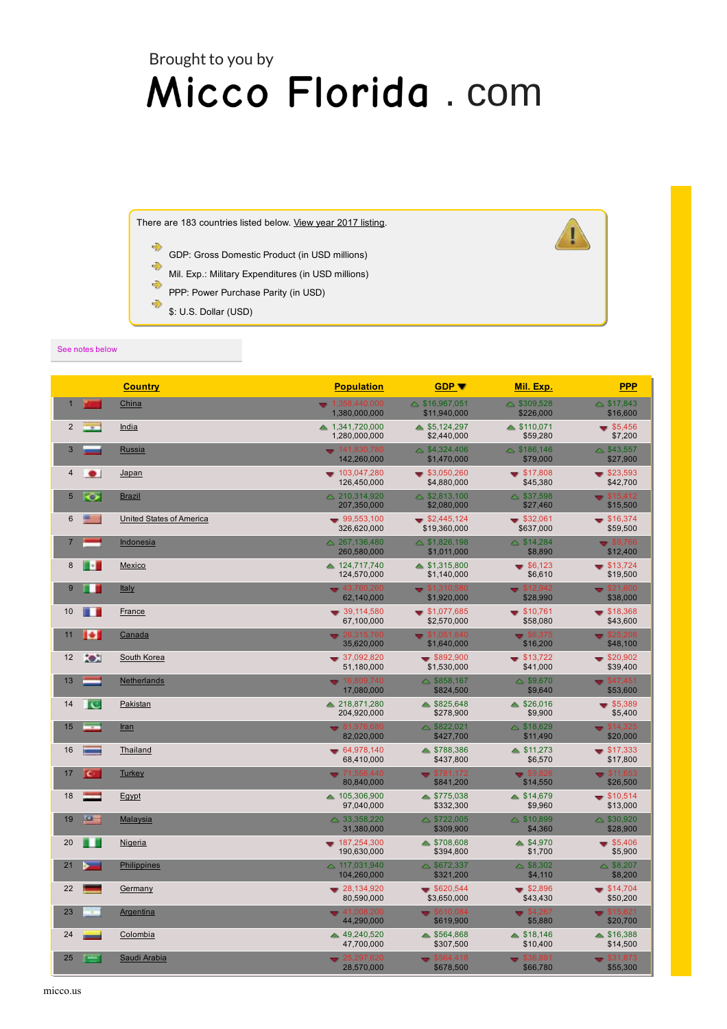Brought to you by

# Micco Florida . com

There are 183 countries listed below. View year 2017 listing.

- GDP: Gross Domestic Product (in USD millions)
- Mil. Exp.: Military Expenditures (in USD millions)
- PPP: Power Purchase Parity (in USD)
- $: U.S. Dollar (USD)

See notes below

| | | Country | Population | GDP | Mil. Exp. | PPP |
|---|---|---|---|---|---|---|
| 1 | | China | 1,358,440,000<br>1,380,000,000 | $16,967,051<br>$11,940,000 | $309,528<br>$226,000 | $17,843<br>$16,600 |
| 2 | | India | 1,341,720,000<br>1,280,000,000 | $5,124,297<br>$2,440,000 | $110,071<br>$59,280 | $5,456<br>$7,200 |
| 3 | | Russia | 141,830,760<br>142,260,000 | $4,324,406<br>$1,470,000 | $186,146<br>$79,000 | $43,557<br>$27,900 |
| 4 | | Japan | 103,047,280<br>126,450,000 | $3,050,260<br>$4,880,000 | $17,808<br>$45,380 | $23,593<br>$42,700 |
| 5 | | Brazil | 210,314,920<br>207,350,000 | $2,813,100<br>$2,080,000 | $37,598<br>$27,460 | $15,412<br>$15,500 |
| 6 | | United States of America | 99,553,100<br>326,620,000 | $2,445,124<br>$19,360,000 | $32,061<br>$637,000 | $16,374<br>$59,500 |
| 7 | | Indonesia | 267,136,480<br>260,580,000 | $1,826,198<br>$1,011,000 | $14,284<br>$8,890 | $9,766<br>$12,400 |
| 8 | | Mexico | 124,717,740<br>124,570,000 | $1,315,800<br>$1,140,000 | $6,123<br>$6,610 | $13,724<br>$19,500 |
| 9 | | Italy | 43,760,260<br>62,140,000 | $1,310,580<br>$1,920,000 | $12,942<br>$28,990 | $21,600<br>$38,000 |
| 10 | | France | 39,114,580<br>67,100,000 | $1,077,685<br>$2,570,000 | $10,761<br>$58,080 | $18,368<br>$43,600 |
| 11 | | Canada | 26,315,760<br>35,620,000 | $1,051,840<br>$1,640,000 | $6,375<br>$16,200 | $25,208<br>$48,100 |
| 12 | | South Korea | 37,092,820<br>51,180,000 | $892,900<br>$1,530,000 | $13,722<br>$41,000 | $20,902<br>$39,400 |
| 13 | | Netherlands | 16,609,740<br>17,080,000 | $858,167<br>$824,500 | $9,670<br>$9,640 | $47,451<br>$53,600 |
| 14 | | Pakistan | 218,871,280<br>204,920,000 | $825,648<br>$278,900 | $26,016<br>$9,900 | $5,389<br>$5,400 |
| 15 | | Iran | 81,976,680<br>82,020,000 | $822,021<br>$427,700 | $18,629<br>$11,490 | $14,325<br>$20,000 |
| 16 | | Thailand | 64,978,140<br>68,410,000 | $788,386<br>$437,800 | $11,273<br>$6,570 | $17,333<br>$17,800 |
| 17 | | Turkey | 71,556,440<br>80,840,000 | $781,172<br>$841,200 | $9,826<br>$14,550 | $11,653<br>$26,500 |
| 18 | | Egypt | 105,306,900<br>97,040,000 | $775,038<br>$332,300 | $14,679<br>$9,960 | $10,514<br>$13,000 |
| 19 | | Malaysia | 33,358,220<br>31,380,000 | $722,005<br>$309,900 | $10,899<br>$4,360 | $30,920<br>$28,900 |
| 20 | | Nigeria | 187,254,300<br>190,630,000 | $708,608<br>$394,800 | $4,970<br>$1,700 | $5,406<br>$5,900 |
| 21 | | Philippines | 117,031,940<br>104,260,000 | $672,337<br>$321,200 | $8,302<br>$4,110 | $8,207<br>$8,200 |
| 22 | | Germany | 28,134,920<br>80,590,000 | $620,544<br>$3,650,000 | $2,896<br>$43,430 | $14,704<br>$50,200 |
| 23 | | Argentina | 41,008,200<br>44,290,000 | $610,084<br>$619,900 | $4,267<br>$5,880 | $15,621<br>$20,700 |
| 24 | | Colombia | 49,240,520<br>47,700,000 | $564,868<br>$307,500 | $18,146<br>$10,400 | $16,388<br>$14,500 |
| 25 | | Saudi Arabia | 25,297,620<br>28,570,000 | $564,418<br>$678,500 | $36,891<br>$66,780 | $31,873<br>$55,300 |

micco.us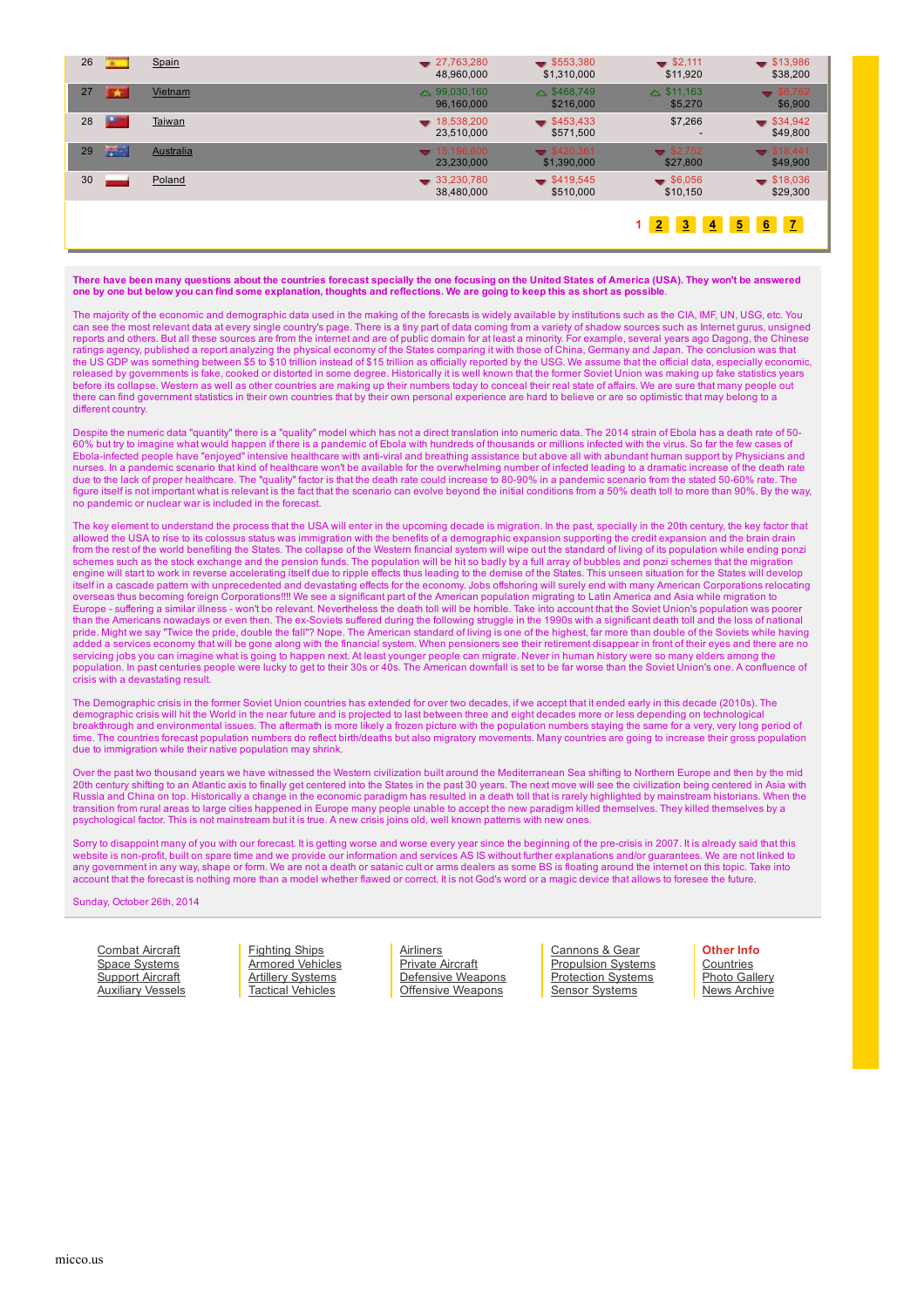| | | | | | | |
|---|---|---|---|---|---|---|
| 26 | | Spain | 27,763,280<br>48,960,000 | $553,380<br>$1,310,000 | $2,111<br>$11,920 | $13,986<br>$38,200 |
| 27 | | Vietnam | 99,030,160<br>96,160,000 | $468,749<br>$216,000 | $11,163<br>$5,270 | $6,762<br>$6,900 |
| 28 | | Taiwan | 18,538,200<br>23,510,000 | $453,433<br>$571,500 | $7,266<br>- | $34,942<br>$49,800 |
| 29 | | Australia | 15,196,600<br>23,230,000 | $420,361<br>$1,390,000 | $2,752<br>$27,800 | $18,441<br>$49,900 |
| 30 | | Poland | 33,230,780<br>38,480,000 | $419,545<br>$510,000 | $6,056<br>$10,150 | $18,036<br>$29,300 |

1 2 3 4 5 6 7

**There have been many questions about the countries forecast specially the one focusing on the United States of America (USA). They won't be answered one by one but below you can find some explanation, thoughts and reflections. We are going to keep this as short as possible.**

The majority of the economic and demographic data used in the making of the forecasts is widely available by institutions such as the CIA, IMF, UN, USG, etc. You can see the most relevant data at every single country's page. There is a tiny part of data coming from a variety of shadow sources such as Internet gurus, unsigned reports and others. But all these sources are from the internet and are of public domain for at least a minority. For example, several years ago Dagong, the Chinese ratings agency, published a report analyzing the physical economy of the States comparing it with those of China, Germany and Japan. The conclusion was that the US GDP was something between $5 to $10 trillion instead of $15 trillion as officially reported by the USG. We assume that the official data, especially economic, released by governments is fake, cooked or distorted in some degree. Historically it is well known that the former Soviet Union was making up fake statistics years before its collapse. Western as well as other countries are making up their numbers today to conceal their real state of affairs. We are sure that many people out there can find government statistics in their own countries that by their own personal experience are hard to believe or are so optimistic that may belong to a different country.

Despite the numeric data "quantity" there is a "quality" model which has not a direct translation into numeric data. The 2014 strain of Ebola has a death rate of 50-60% but try to imagine what would happen if there is a pandemic of Ebola with hundreds of thousands or millions infected with the virus. So far the few cases of Ebola-infected people have "enjoyed" intensive healthcare with anti-viral and breathing assistance but above all with abundant human support by Physicians and nurses. In a pandemic scenario that kind of healthcare won't be available for the overwhelming number of infected leading to a dramatic increase of the death rate due to the lack of proper healthcare. The "quality" factor is that the death rate could increase to 80-90% in a pandemic scenario from the stated 50-60% rate. The figure itself is not important what is relevant is the fact that the scenario can evolve beyond the initial conditions from a 50% death toll to more than 90%. By the way, no pandemic or nuclear war is included in the forecast.

The key element to understand the process that the USA will enter in the upcoming decade is migration. In the past, specially in the 20th century, the key factor that allowed the USA to rise to its colossus status was immigration with the benefits of a demographic expansion supporting the credit expansion and the brain drain from the rest of the world benefiting the States. The collapse of the Western financial system will wipe out the standard of living of its population while ending ponzi schemes such as the stock exchange and the pension funds. The population will be hit so badly by a full array of bubbles and ponzi schemes that the migration engine will start to work in reverse accelerating itself due to ripple effects thus leading to the demise of the States. This unseen situation for the States will develop itself in a cascade pattern with unprecedented and devastating effects for the economy. Jobs offshoring will surely end with many American Corporations relocating overseas thus becoming foreign Corporations!!!! We see a significant part of the American population migrating to Latin America and Asia while migration to Europe - suffering a similar illness - won't be relevant. Nevertheless the death toll will be horrible. Take into account that the Soviet Union's population was poorer than the Americans nowadays or even then. The ex-Soviets suffered during the following struggle in the 1990s with a significant death toll and the loss of national pride. Might we say "Twice the pride, double the fall"? Nope. The American standard of living is one of the highest, far more than double of the Soviets while having added a services economy that will be gone along with the financial system. When pensioners see their retirement disappear in front of their eyes and there are no servicing jobs you can imagine what is going to happen next. At least younger people can migrate. Never in human history were so many elders among the population. In past centuries people were lucky to get to their 30s or 40s. The American downfall is set to be far worse than the Soviet Union's one. A confluence of crisis with a devastating result.

The Demographic crisis in the former Soviet Union countries has extended for over two decades, if we accept that it ended early in this decade (2010s). The demographic crisis will hit the World in the near future and is projected to last between three and eight decades more or less depending on technological breakthrough and environmental issues. The aftermath is more likely a frozen picture with the population numbers staying the same for a very, very long period of time. The countries forecast population numbers do reflect birth/deaths but also migratory movements. Many countries are going to increase their gross population due to immigration while their native population may shrink.

Over the past two thousand years we have witnessed the Western civilization built around the Mediterranean Sea shifting to Northern Europe and then by the mid 20th century shifting to an Atlantic axis to finally get centered into the States in the past 30 years. The next move will see the civilization being centered in Asia with Russia and China on top. Historically a change in the economic paradigm has resulted in a death toll that is rarely highlighted by mainstream historians. When the transition from rural areas to large cities happened in Europe many people unable to accept the new paradigm killed themselves. They killed themselves by a psychological factor. This is not mainstream but it is true. A new crisis joins old, well known patterns with new ones.

Sorry to disappoint many of you with our forecast. It is getting worse and worse every year since the beginning of the pre-crisis in 2007. It is already said that this website is non-profit, built on spare time and we provide our information and services AS IS without further explanations and/or guarantees. We are not linked to any government in any way, shape or form. We are not a death or satanic cult or arms dealers as some BS is floating around the internet on this topic. Take into account that the forecast is nothing more than a model whether flawed or correct. It is not God's word or a magic device that allows to foresee the future.

Sunday, October 26th, 2014

| | | | | |
|---|---|---|---|---|
| Combat Aircraft | Fighting Ships | Airliners | Cannons & Gear | **Other Info** |
| Space Systems | Armored Vehicles | Private Aircraft | Propulsion Systems | Countries |
| Support Aircraft | Artillery Systems | Defensive Weapons | Protection Systems | Photo Gallery |
| Auxiliary Vessels | Tactical Vehicles | Offensive Weapons | Sensor Systems | News Archive |